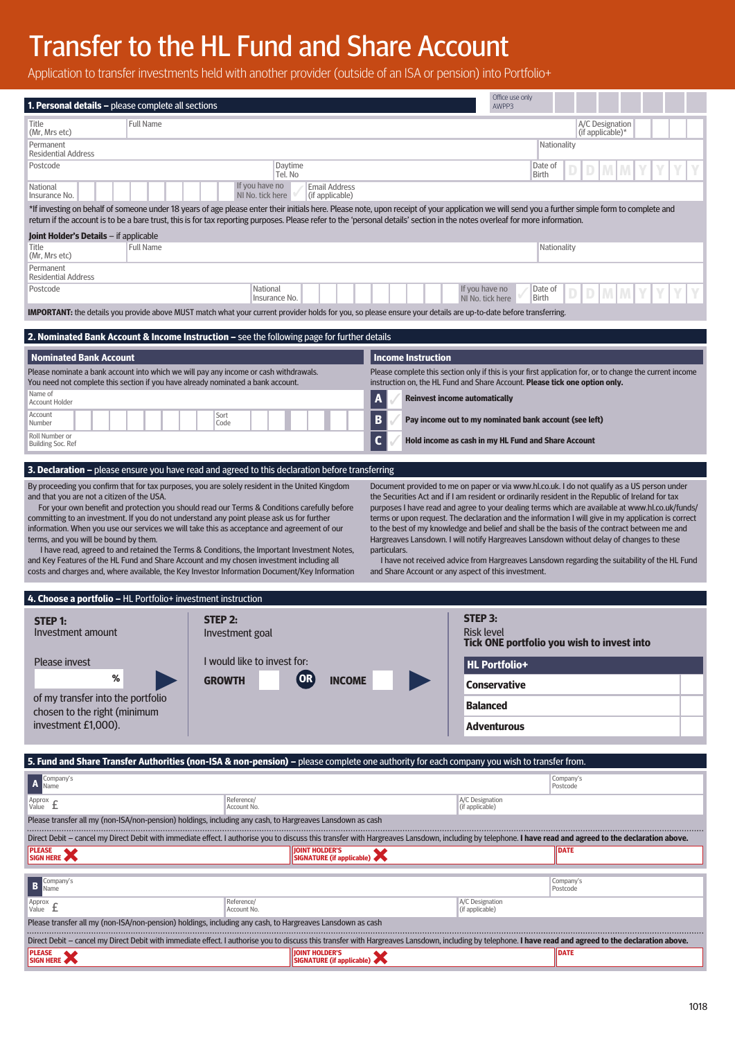# Transfer to the HL Fund and Share Account

Application to transfer investments held with another provider (outside of an ISA or pension) into Portfolio+

## 1. Personal details – please complete all sections

Office use only AWPP3

| Title (Mr, Mrs etc) | Full Name | A/C Designation (if applicable)* |
|---|---|---|
| Permanent Residential Address | | Nationality |
| Postcode | Daytime Tel. No | Date of Birth D D M M Y Y Y Y |
| National Insurance No. | If you have no NI No. tick here | Email Address (if applicable) |

*If investing on behalf of someone under 18 years of age please enter their initials here. Please note, upon receipt of your application we will send you a further simple form to complete and return if the account is to be a bare trust, this is for tax reporting purposes. Please refer to the 'personal details' section in the notes overleaf for more information.

**Joint Holder's Details** – if applicable

| Title (Mr, Mrs etc) | Full Name | Nationality |
|---|---|---|
| Permanent Residential Address | | |
| Postcode | National Insurance No. / If you have no NI No. tick here | Date of Birth D D M M Y Y Y Y |

**IMPORTANT:** the details you provide above MUST match what your current provider holds for you, so please ensure your details are up-to-date before transferring.

## 2. Nominated Bank Account & Income Instruction – see the following page for further details

### Nominated Bank Account

Please nominate a bank account into which we will pay any income or cash withdrawals. You need not complete this section if you have already nominated a bank account.

| Name of Account Holder | |
|---|---|
| Account Number | Sort Code |
| Roll Number or Building Soc. Ref | |

### Income Instruction

Please complete this section only if this is your first application for, or to change the current income instruction on, the HL Fund and Share Account. **Please tick one option only.**

- **A** **Reinvest income automatically**
- **B** **Pay income out to my nominated bank account (see left)**
- **C** **Hold income as cash in my HL Fund and Share Account**

## 3. Declaration – please ensure you have read and agreed to this declaration before transferring

By proceeding you confirm that for tax purposes, you are solely resident in the United Kingdom and that you are not a citizen of the USA.

For your own benefit and protection you should read our Terms & Conditions carefully before committing to an investment. If you do not understand any point please ask us for further information. When you use our services we will take this as acceptance and agreement of our terms, and you will be bound by them.

I have read, agreed to and retained the Terms & Conditions, the Important Investment Notes, and Key Features of the HL Fund and Share Account and my chosen investment including all costs and charges and, where available, the Key Investor Information Document/Key Information Document provided to me on paper or via www.hl.co.uk. I do not qualify as a US person under the Securities Act and if I am resident or ordinarily resident in the Republic of Ireland for tax purposes I have read and agree to your dealing terms which are available at www.hl.co.uk/funds/terms or upon request. The declaration and the information I will give in my application is correct to the best of my knowledge and belief and shall be the basis of the contract between me and Hargreaves Lansdown. I will notify Hargreaves Lansdown without delay of changes to these particulars.

I have not received advice from Hargreaves Lansdown regarding the suitability of the HL Fund and Share Account or any aspect of this investment.

## 4. Choose a portfolio – HL Portfolio+ investment instruction

**STEP 1:**
Investment amount

Please invest ____ % of my transfer into the portfolio chosen to the right (minimum investment £1,000).

**STEP 2:**
Investment goal

I would like to invest for:

**GROWTH** ☐ **OR** **INCOME** ☐

**STEP 3:**
Risk level
**Tick ONE portfolio you wish to invest into**

| HL Portfolio+ | |
|---|---|
| Conservative | |
| Balanced | |
| Adventurous | |

## 5. Fund and Share Transfer Authorities (non-ISA & non-pension) – please complete one authority for each company you wish to transfer from.

**A**

| Company's Name | | Company's Postcode |
|---|---|---|
| Approx Value £ | Reference/ Account No. | A/C Designation (if applicable) |

Please transfer all my (non-ISA/non-pension) holdings, including any cash, to Hargreaves Lansdown as cash

Direct Debit – cancel my Direct Debit with immediate effect. I authorise you to discuss this transfer with Hargreaves Lansdown, including by telephone. **I have read and agreed to the declaration above.**

| PLEASE SIGN HERE ✗ | JOINT HOLDER'S SIGNATURE (if applicable) ✗ | DATE |
|---|---|---|

**B**

| Company's Name | | Company's Postcode |
|---|---|---|
| Approx Value £ | Reference/ Account No. | A/C Designation (if applicable) |

Please transfer all my (non-ISA/non-pension) holdings, including any cash, to Hargreaves Lansdown as cash

Direct Debit – cancel my Direct Debit with immediate effect. I authorise you to discuss this transfer with Hargreaves Lansdown, including by telephone. **I have read and agreed to the declaration above.**

| PLEASE SIGN HERE ✗ | JOINT HOLDER'S SIGNATURE (if applicable) ✗ | DATE |
|---|---|---|

1018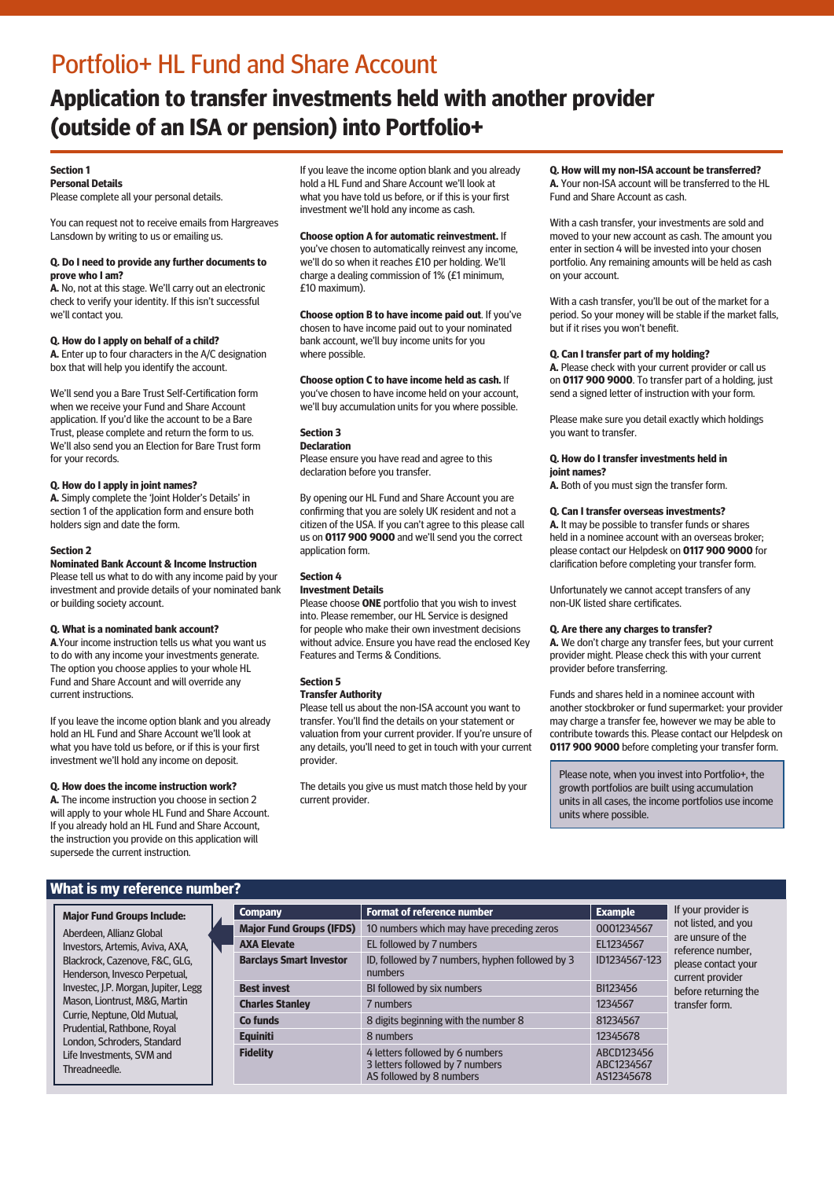# Portfolio+ HL Fund and Share Account

## Application to transfer investments held with another provider (outside of an ISA or pension) into Portfolio+

**Section 1**
**Personal Details**
Please complete all your personal details.

You can request not to receive emails from Hargreaves Lansdown by writing to us or emailing us.

**Q. Do I need to provide any further documents to prove who I am?**
**A.** No, not at this stage. We'll carry out an electronic check to verify your identity. If this isn't successful we'll contact you.

**Q. How do I apply on behalf of a child?**
**A.** Enter up to four characters in the A/C designation box that will help you identify the account.

We'll send you a Bare Trust Self-Certification form when we receive your Fund and Share Account application. If you'd like the account to be a Bare Trust, please complete and return the form to us. We'll also send you an Election for Bare Trust form for your records.

**Q. How do I apply in joint names?**
**A.** Simply complete the 'Joint Holder's Details' in section 1 of the application form and ensure both holders sign and date the form.

**Section 2**
**Nominated Bank Account & Income Instruction**
Please tell us what to do with any income paid by your investment and provide details of your nominated bank or building society account.

**Q. What is a nominated bank account?**
**A.**Your income instruction tells us what you want us to do with any income your investments generate. The option you choose applies to your whole HL Fund and Share Account and will override any current instructions.

If you leave the income option blank and you already hold an HL Fund and Share Account we'll look at what you have told us before, or if this is your first investment we'll hold any income on deposit.

**Q. How does the income instruction work?**
**A.** The income instruction you choose in section 2 will apply to your whole HL Fund and Share Account. If you already hold an HL Fund and Share Account, the instruction you provide on this application will supersede the current instruction.

If you leave the income option blank and you already hold a HL Fund and Share Account we'll look at what you have told us before, or if this is your first investment we'll hold any income as cash.

**Choose option A for automatic reinvestment.** If you've chosen to automatically reinvest any income, we'll do so when it reaches £10 per holding. We'll charge a dealing commission of 1% (£1 minimum, £10 maximum).

**Choose option B to have income paid out**. If you've chosen to have income paid out to your nominated bank account, we'll buy income units for you where possible.

**Choose option C to have income held as cash.** If you've chosen to have income held on your account, we'll buy accumulation units for you where possible.

**Section 3**
**Declaration**
Please ensure you have read and agree to this declaration before you transfer.

By opening our HL Fund and Share Account you are confirming that you are solely UK resident and not a citizen of the USA. If you can't agree to this please call us on **0117 900 9000** and we'll send you the correct application form.

**Section 4**
**Investment Details**
Please choose **ONE** portfolio that you wish to invest into. Please remember, our HL Service is designed for people who make their own investment decisions without advice. Ensure you have read the enclosed Key Features and Terms & Conditions.

**Section 5**
**Transfer Authority**
Please tell us about the non-ISA account you want to transfer. You'll find the details on your statement or valuation from your current provider. If you're unsure of any details, you'll need to get in touch with your current provider.

The details you give us must match those held by your current provider.

**Q. How will my non-ISA account be transferred?**
**A.** Your non-ISA account will be transferred to the HL Fund and Share Account as cash.

With a cash transfer, your investments are sold and moved to your new account as cash. The amount you enter in section 4 will be invested into your chosen portfolio. Any remaining amounts will be held as cash on your account.

With a cash transfer, you'll be out of the market for a period. So your money will be stable if the market falls, but if it rises you won't benefit.

**Q. Can I transfer part of my holding?**
**A.** Please check with your current provider or call us on **0117 900 9000**. To transfer part of a holding, just send a signed letter of instruction with your form.

Please make sure you detail exactly which holdings you want to transfer.

**Q. How do I transfer investments held in joint names?**
**A.** Both of you must sign the transfer form.

**Q. Can I transfer overseas investments?**
**A.** It may be possible to transfer funds or shares held in a nominee account with an overseas broker; please contact our Helpdesk on **0117 900 9000** for clarification before completing your transfer form.

Unfortunately we cannot accept transfers of any non-UK listed share certificates.

**Q. Are there any charges to transfer?**
**A.** We don't charge any transfer fees, but your current provider might. Please check this with your current provider before transferring.

Funds and shares held in a nominee account with another stockbroker or fund supermarket: your provider may charge a transfer fee, however we may be able to contribute towards this. Please contact our Helpdesk on **0117 900 9000** before completing your transfer form.

Please note, when you invest into Portfolio+, the growth portfolios are built using accumulation units in all cases, the income portfolios use income units where possible.

## What is my reference number?

**Major Fund Groups Include:**
Aberdeen, Allianz Global Investors, Artemis, Aviva, AXA, Blackrock, Cazenove, F&C, GLG, Henderson, Invesco Perpetual, Investec, J.P. Morgan, Jupiter, Legg Mason, Liontrust, M&G, Martin Currie, Neptune, Old Mutual, Prudential, Rathbone, Royal London, Schroders, Standard Life Investments, SVM and Threadneedle.

| Company | Format of reference number | Example |
|---|---|---|
| **Major Fund Groups (IFDS)** | 10 numbers which may have preceding zeros | 0001234567 |
| **AXA Elevate** | EL followed by 7 numbers | EL1234567 |
| **Barclays Smart Investor** | ID, followed by 7 numbers, hyphen followed by 3 numbers | ID1234567-123 |
| **Best invest** | BI followed by six numbers | BI123456 |
| **Charles Stanley** | 7 numbers | 1234567 |
| **Co funds** | 8 digits beginning with the number 8 | 81234567 |
| **Equiniti** | 8 numbers | 12345678 |
| **Fidelity** | 4 letters followed by 6 numbers<br>3 letters followed by 7 numbers<br>AS followed by 8 numbers | ABCD123456<br>ABC1234567<br>AS12345678 |

If your provider is not listed, and you are unsure of the reference number, please contact your current provider before returning the transfer form.